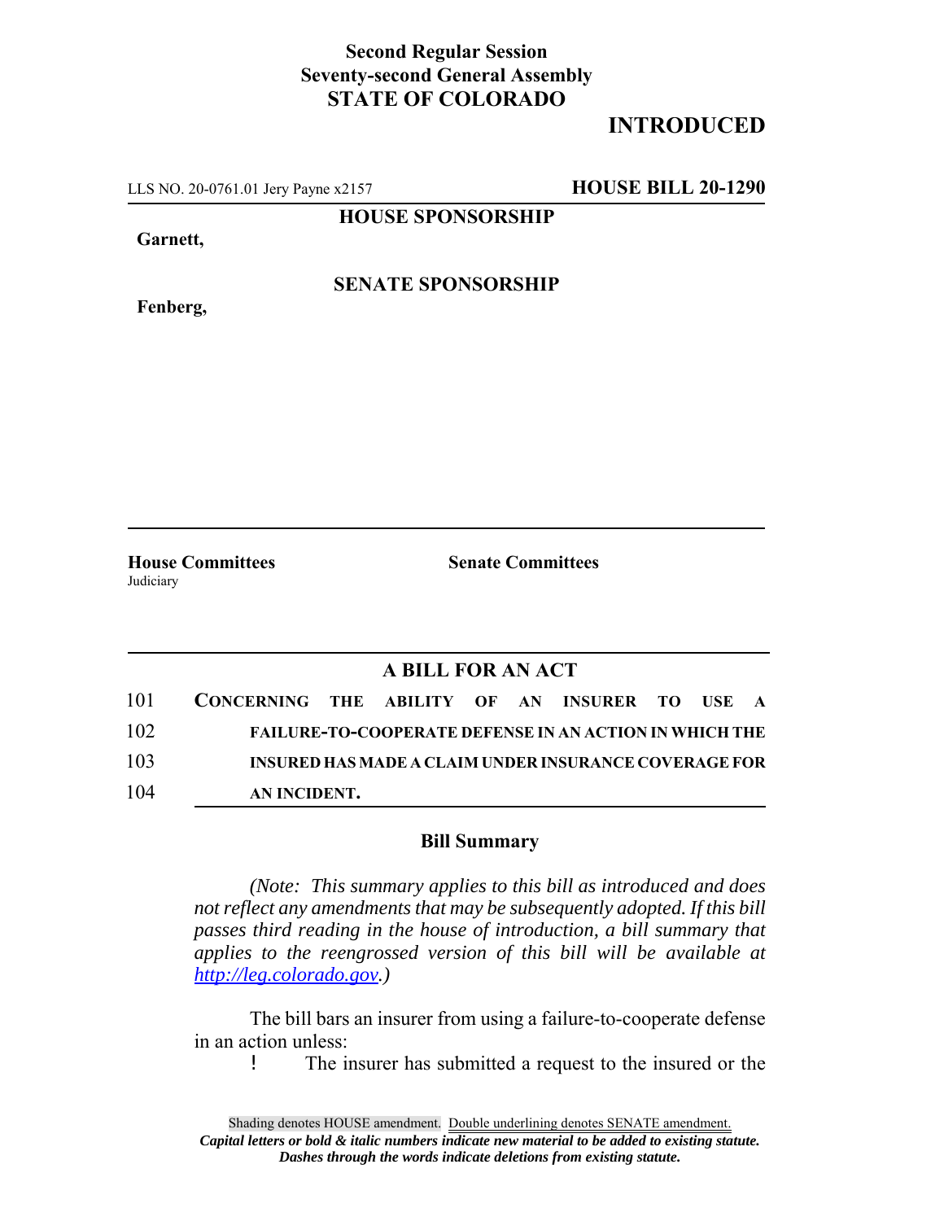**Second Regular Session**
**Seventy-second General Assembly**
**STATE OF COLORADO**

# INTRODUCED

LLS NO. 20-0761.01 Jery Payne x2157 **HOUSE BILL 20-1290**

**HOUSE SPONSORSHIP**

**Garnett,**

**SENATE SPONSORSHIP**

**Fenberg,**

**House Committees**
Judiciary

**Senate Committees**

## A BILL FOR AN ACT

101 **CONCERNING THE ABILITY OF AN INSURER TO USE A**
102 **FAILURE-TO-COOPERATE DEFENSE IN AN ACTION IN WHICH THE**
103 **INSURED HAS MADE A CLAIM UNDER INSURANCE COVERAGE FOR**
104 **AN INCIDENT.**

### Bill Summary

*(Note: This summary applies to this bill as introduced and does not reflect any amendments that may be subsequently adopted. If this bill passes third reading in the house of introduction, a bill summary that applies to the reengrossed version of this bill will be available at http://leg.colorado.gov.)*

The bill bars an insurer from using a failure-to-cooperate defense in an action unless:

- The insurer has submitted a request to the insured or the

Shading denotes HOUSE amendment. Double underlining denotes SENATE amendment.
*Capital letters or bold & italic numbers indicate new material to be added to existing statute.*
*Dashes through the words indicate deletions from existing statute.*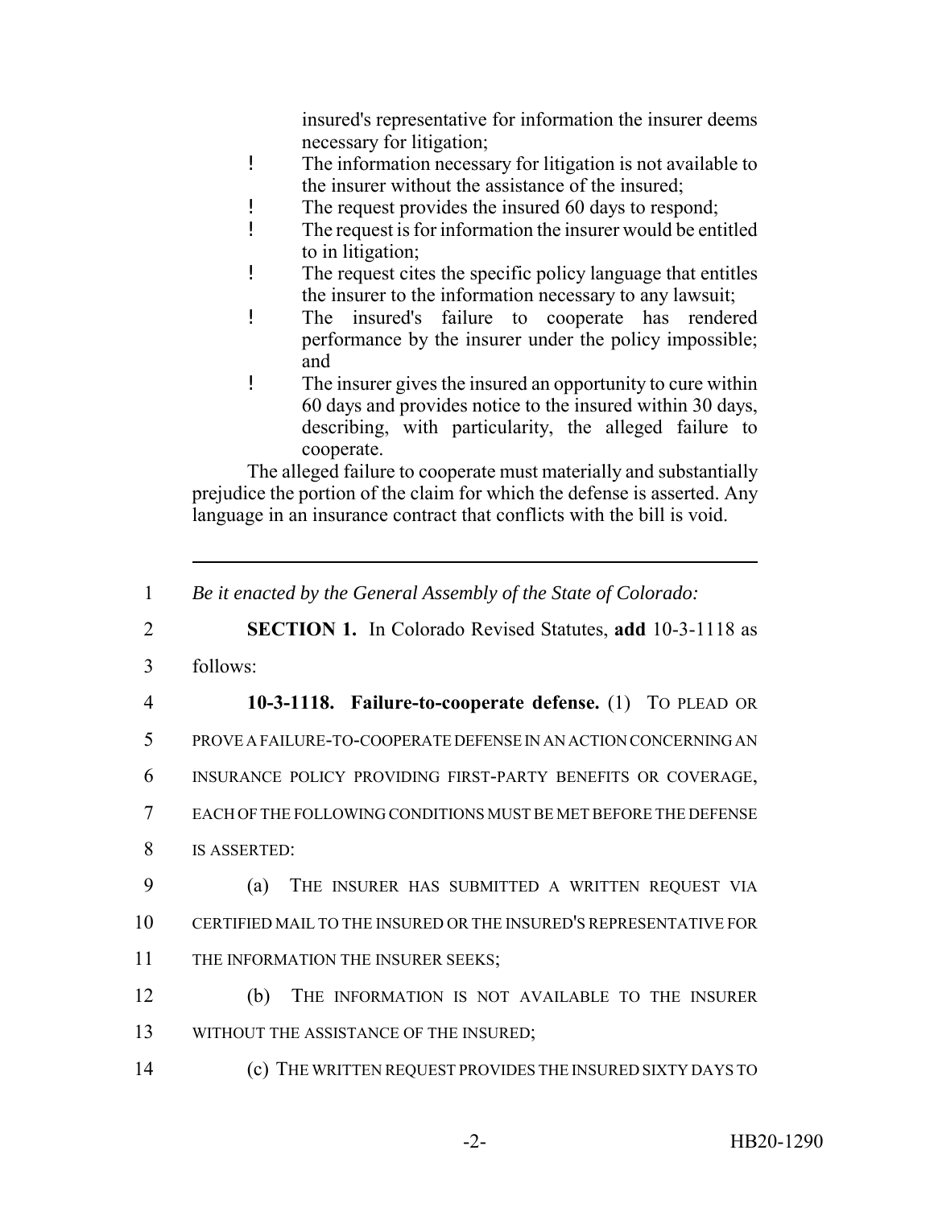insured's representative for information the insurer deems necessary for litigation;

- The information necessary for litigation is not available to the insurer without the assistance of the insured;
- The request provides the insured 60 days to respond;
- The request is for information the insurer would be entitled to in litigation;
- The request cites the specific policy language that entitles the insurer to the information necessary to any lawsuit;
- The insured's failure to cooperate has rendered performance by the insurer under the policy impossible; and
- The insurer gives the insured an opportunity to cure within 60 days and provides notice to the insured within 30 days, describing, with particularity, the alleged failure to cooperate.

The alleged failure to cooperate must materially and substantially prejudice the portion of the claim for which the defense is asserted. Any language in an insurance contract that conflicts with the bill is void.

---

1 *Be it enacted by the General Assembly of the State of Colorado:*

2 **SECTION 1.** In Colorado Revised Statutes, **add** 10-3-1118 as
3 follows:

4 **10-3-1118. Failure-to-cooperate defense.** (1) TO PLEAD OR
5 PROVE A FAILURE-TO-COOPERATE DEFENSE IN AN ACTION CONCERNING AN
6 INSURANCE POLICY PROVIDING FIRST-PARTY BENEFITS OR COVERAGE,
7 EACH OF THE FOLLOWING CONDITIONS MUST BE MET BEFORE THE DEFENSE
8 IS ASSERTED:

9 (a) THE INSURER HAS SUBMITTED A WRITTEN REQUEST VIA
10 CERTIFIED MAIL TO THE INSURED OR THE INSURED'S REPRESENTATIVE FOR
11 THE INFORMATION THE INSURER SEEKS;

12 (b) THE INFORMATION IS NOT AVAILABLE TO THE INSURER
13 WITHOUT THE ASSISTANCE OF THE INSURED;

14 (c) THE WRITTEN REQUEST PROVIDES THE INSURED SIXTY DAYS TO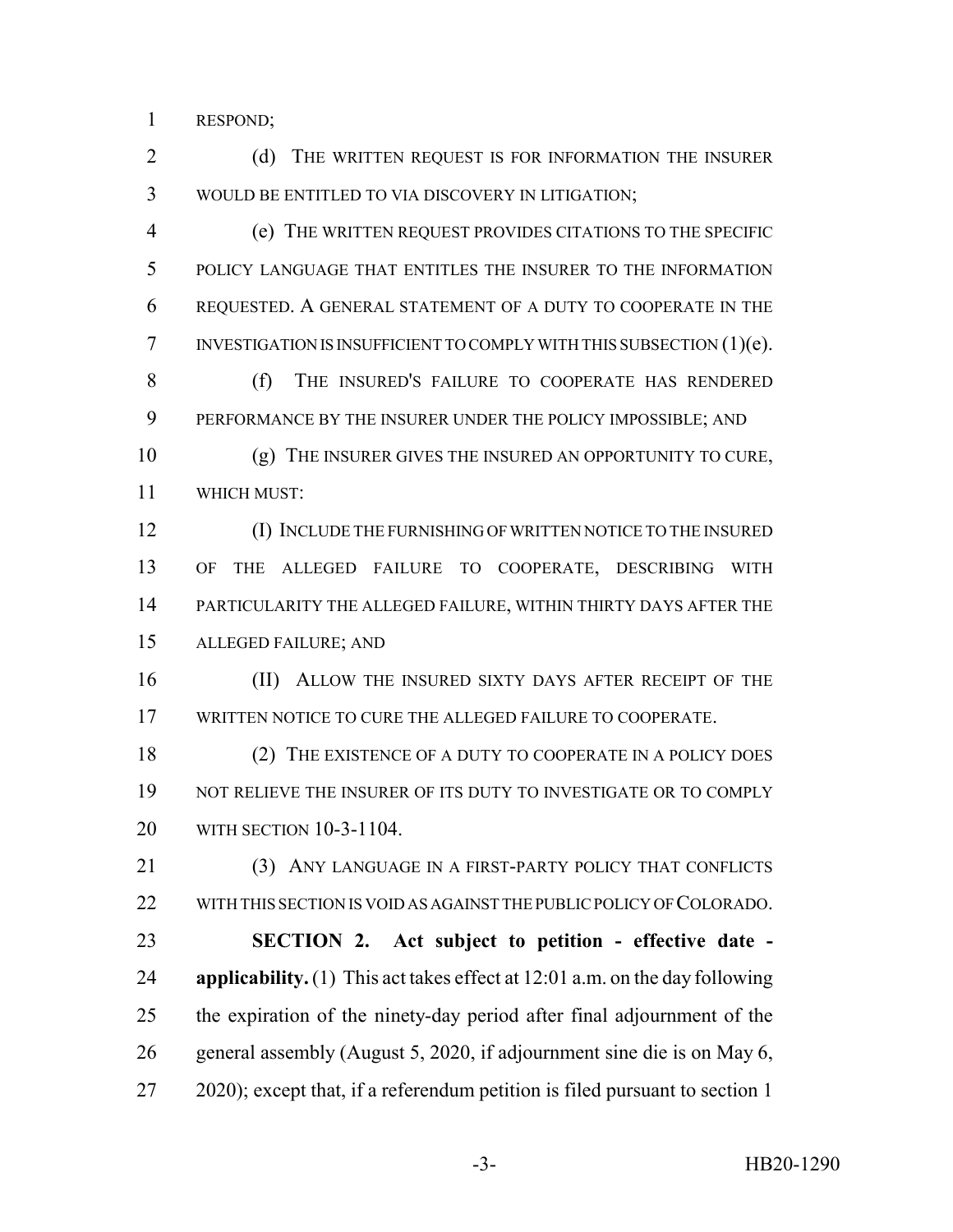RESPOND;

(d) THE WRITTEN REQUEST IS FOR INFORMATION THE INSURER WOULD BE ENTITLED TO VIA DISCOVERY IN LITIGATION;

(e) THE WRITTEN REQUEST PROVIDES CITATIONS TO THE SPECIFIC POLICY LANGUAGE THAT ENTITLES THE INSURER TO THE INFORMATION REQUESTED. A GENERAL STATEMENT OF A DUTY TO COOPERATE IN THE INVESTIGATION IS INSUFFICIENT TO COMPLY WITH THIS SUBSECTION (1)(e).

(f) THE INSURED'S FAILURE TO COOPERATE HAS RENDERED PERFORMANCE BY THE INSURER UNDER THE POLICY IMPOSSIBLE; AND

(g) THE INSURER GIVES THE INSURED AN OPPORTUNITY TO CURE, WHICH MUST:

(I) INCLUDE THE FURNISHING OF WRITTEN NOTICE TO THE INSURED OF THE ALLEGED FAILURE TO COOPERATE, DESCRIBING WITH PARTICULARITY THE ALLEGED FAILURE, WITHIN THIRTY DAYS AFTER THE ALLEGED FAILURE; AND

(II) ALLOW THE INSURED SIXTY DAYS AFTER RECEIPT OF THE WRITTEN NOTICE TO CURE THE ALLEGED FAILURE TO COOPERATE.

(2) THE EXISTENCE OF A DUTY TO COOPERATE IN A POLICY DOES NOT RELIEVE THE INSURER OF ITS DUTY TO INVESTIGATE OR TO COMPLY WITH SECTION 10-3-1104.

(3) ANY LANGUAGE IN A FIRST-PARTY POLICY THAT CONFLICTS WITH THIS SECTION IS VOID AS AGAINST THE PUBLIC POLICY OF COLORADO.

**SECTION 2. Act subject to petition - effective date - applicability.** (1) This act takes effect at 12:01 a.m. on the day following the expiration of the ninety-day period after final adjournment of the general assembly (August 5, 2020, if adjournment sine die is on May 6, 2020); except that, if a referendum petition is filed pursuant to section 1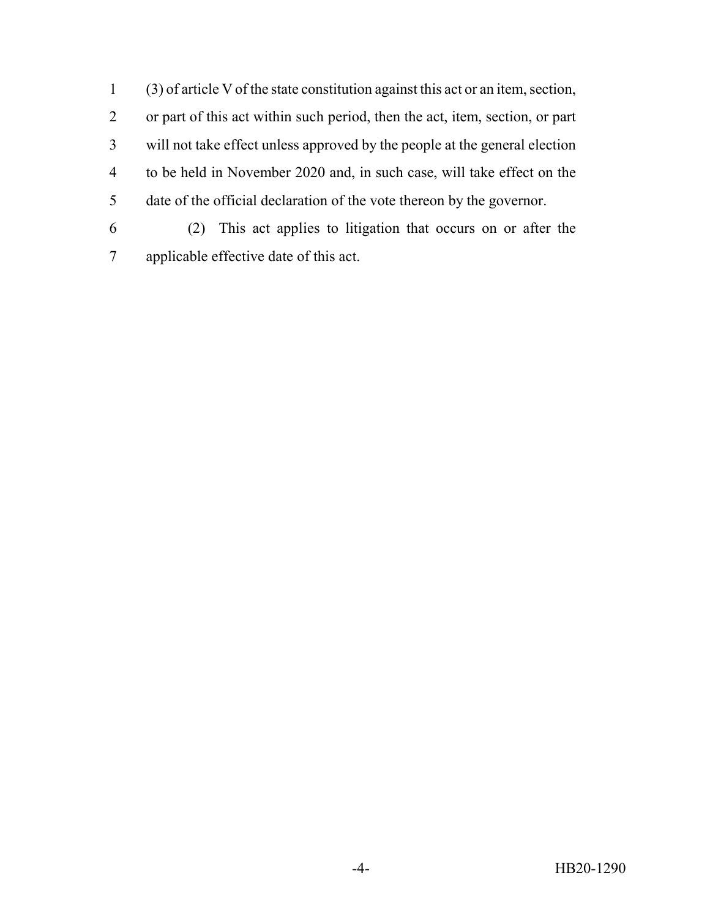(3) of article V of the state constitution against this act or an item, section, or part of this act within such period, then the act, item, section, or part will not take effect unless approved by the people at the general election to be held in November 2020 and, in such case, will take effect on the date of the official declaration of the vote thereon by the governor.

(2) This act applies to litigation that occurs on or after the applicable effective date of this act.